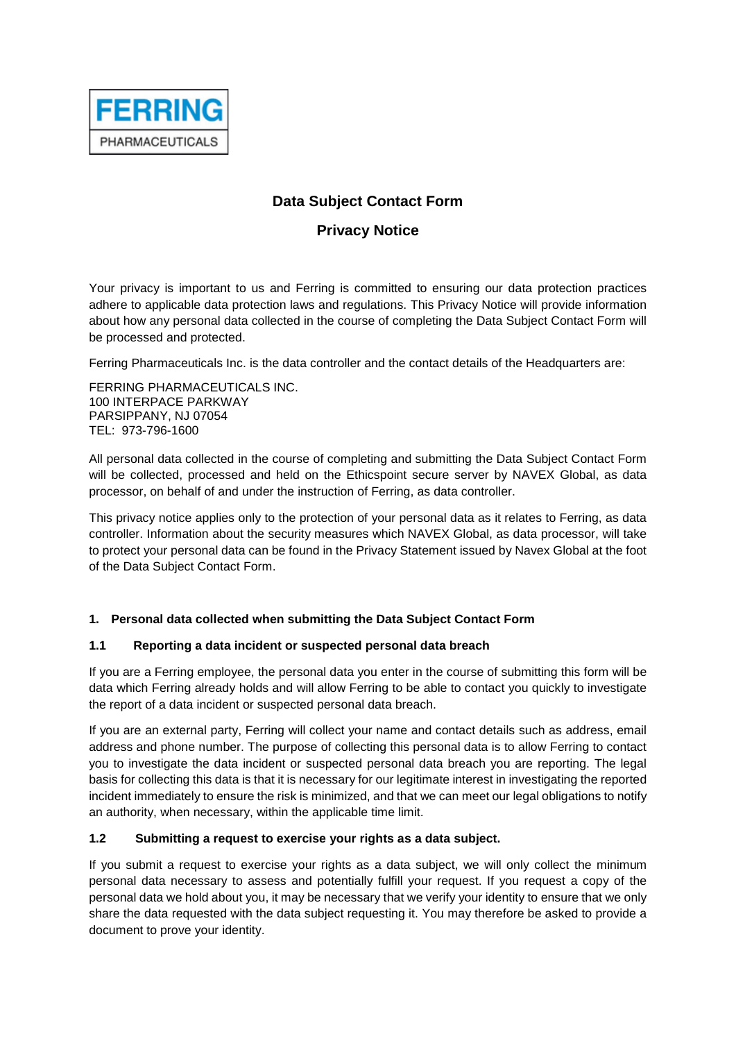FERRING
PHARMACEUTICALS

# Data Subject Contact Form

## Privacy Notice

Your privacy is important to us and Ferring is committed to ensuring our data protection practices adhere to applicable data protection laws and regulations. This Privacy Notice will provide information about how any personal data collected in the course of completing the Data Subject Contact Form will be processed and protected.

Ferring Pharmaceuticals Inc. is the data controller and the contact details of the Headquarters are:

FERRING PHARMACEUTICALS INC.
100 INTERPACE PARKWAY
PARSIPPANY, NJ 07054
TEL: 973-796-1600

All personal data collected in the course of completing and submitting the Data Subject Contact Form will be collected, processed and held on the Ethicspoint secure server by NAVEX Global, as data processor, on behalf of and under the instruction of Ferring, as data controller.

This privacy notice applies only to the protection of your personal data as it relates to Ferring, as data controller. Information about the security measures which NAVEX Global, as data processor, will take to protect your personal data can be found in the Privacy Statement issued by Navex Global at the foot of the Data Subject Contact Form.

### 1. Personal data collected when submitting the Data Subject Contact Form

#### 1.1 Reporting a data incident or suspected personal data breach

If you are a Ferring employee, the personal data you enter in the course of submitting this form will be data which Ferring already holds and will allow Ferring to be able to contact you quickly to investigate the report of a data incident or suspected personal data breach.

If you are an external party, Ferring will collect your name and contact details such as address, email address and phone number. The purpose of collecting this personal data is to allow Ferring to contact you to investigate the data incident or suspected personal data breach you are reporting. The legal basis for collecting this data is that it is necessary for our legitimate interest in investigating the reported incident immediately to ensure the risk is minimized, and that we can meet our legal obligations to notify an authority, when necessary, within the applicable time limit.

#### 1.2 Submitting a request to exercise your rights as a data subject.

If you submit a request to exercise your rights as a data subject, we will only collect the minimum personal data necessary to assess and potentially fulfill your request. If you request a copy of the personal data we hold about you, it may be necessary that we verify your identity to ensure that we only share the data requested with the data subject requesting it. You may therefore be asked to provide a document to prove your identity.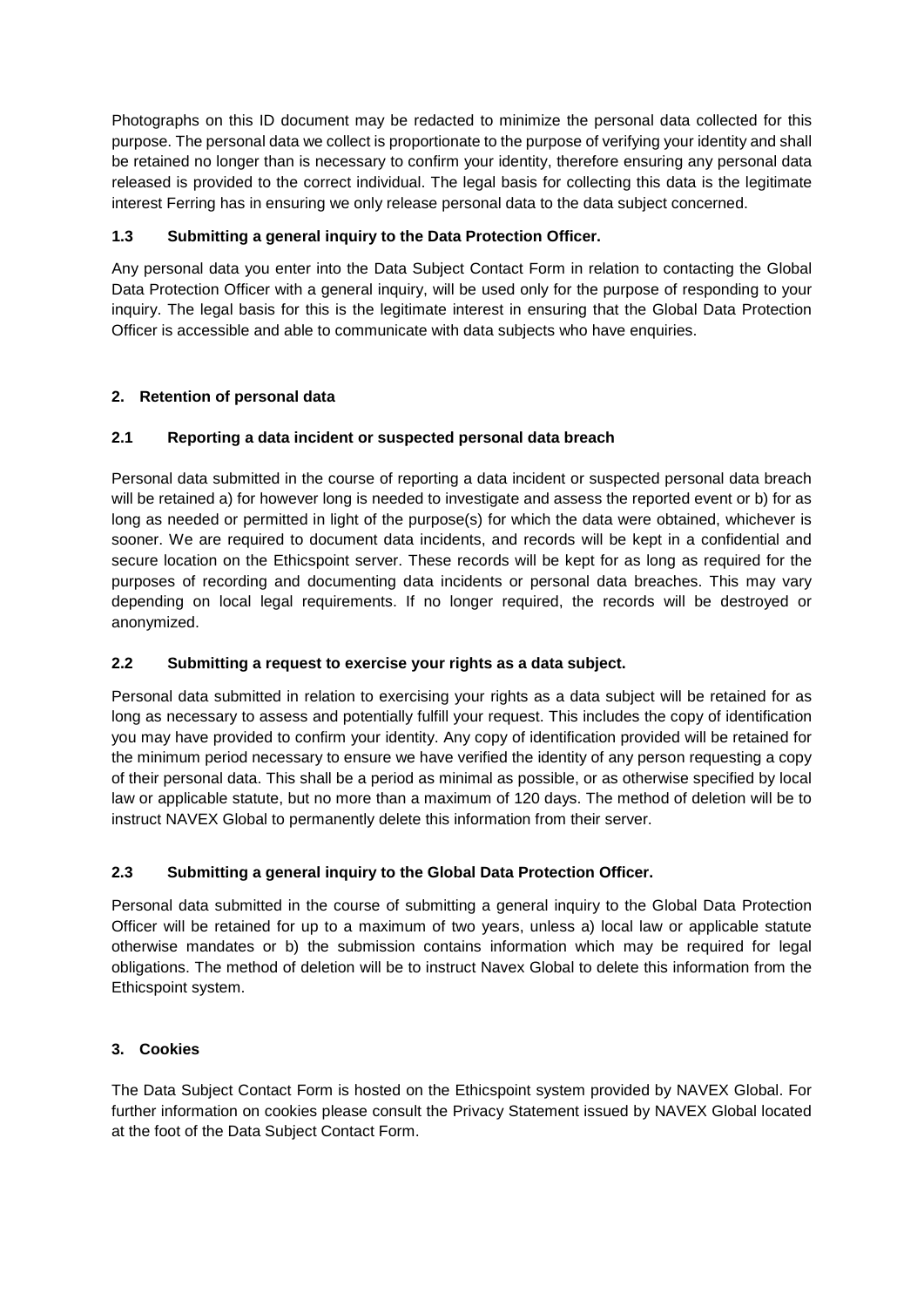Photographs on this ID document may be redacted to minimize the personal data collected for this purpose. The personal data we collect is proportionate to the purpose of verifying your identity and shall be retained no longer than is necessary to confirm your identity, therefore ensuring any personal data released is provided to the correct individual. The legal basis for collecting this data is the legitimate interest Ferring has in ensuring we only release personal data to the data subject concerned.

### 1.3 Submitting a general inquiry to the Data Protection Officer.

Any personal data you enter into the Data Subject Contact Form in relation to contacting the Global Data Protection Officer with a general inquiry, will be used only for the purpose of responding to your inquiry. The legal basis for this is the legitimate interest in ensuring that the Global Data Protection Officer is accessible and able to communicate with data subjects who have enquiries.

## 2. Retention of personal data

### 2.1 Reporting a data incident or suspected personal data breach

Personal data submitted in the course of reporting a data incident or suspected personal data breach will be retained a) for however long is needed to investigate and assess the reported event or b) for as long as needed or permitted in light of the purpose(s) for which the data were obtained, whichever is sooner. We are required to document data incidents, and records will be kept in a confidential and secure location on the Ethicspoint server. These records will be kept for as long as required for the purposes of recording and documenting data incidents or personal data breaches. This may vary depending on local legal requirements. If no longer required, the records will be destroyed or anonymized.

### 2.2 Submitting a request to exercise your rights as a data subject.

Personal data submitted in relation to exercising your rights as a data subject will be retained for as long as necessary to assess and potentially fulfill your request. This includes the copy of identification you may have provided to confirm your identity. Any copy of identification provided will be retained for the minimum period necessary to ensure we have verified the identity of any person requesting a copy of their personal data. This shall be a period as minimal as possible, or as otherwise specified by local law or applicable statute, but no more than a maximum of 120 days. The method of deletion will be to instruct NAVEX Global to permanently delete this information from their server.

### 2.3 Submitting a general inquiry to the Global Data Protection Officer.

Personal data submitted in the course of submitting a general inquiry to the Global Data Protection Officer will be retained for up to a maximum of two years, unless a) local law or applicable statute otherwise mandates or b) the submission contains information which may be required for legal obligations. The method of deletion will be to instruct Navex Global to delete this information from the Ethicspoint system.

## 3. Cookies

The Data Subject Contact Form is hosted on the Ethicspoint system provided by NAVEX Global. For further information on cookies please consult the Privacy Statement issued by NAVEX Global located at the foot of the Data Subject Contact Form.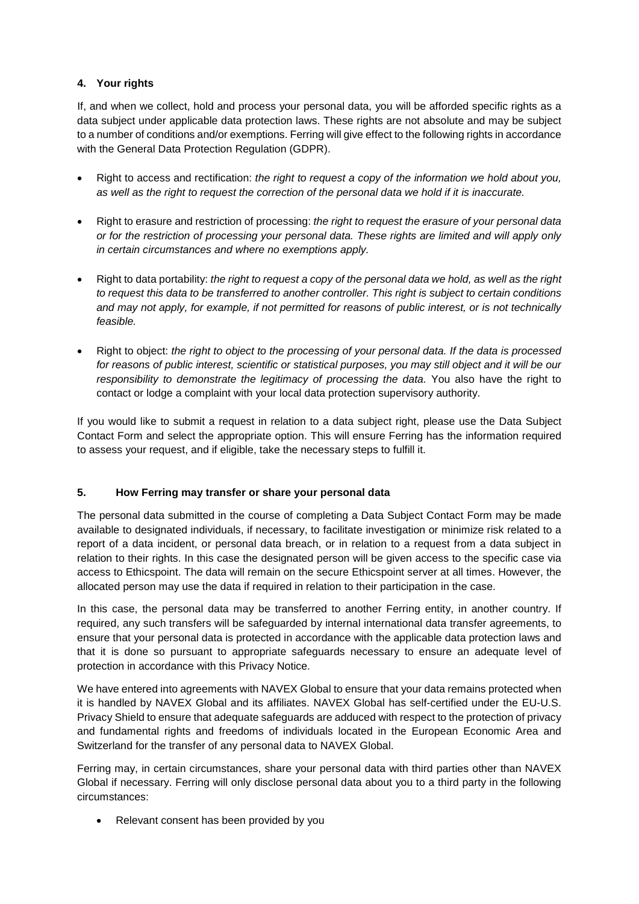#### 4. Your rights

If, and when we collect, hold and process your personal data, you will be afforded specific rights as a data subject under applicable data protection laws. These rights are not absolute and may be subject to a number of conditions and/or exemptions. Ferring will give effect to the following rights in accordance with the General Data Protection Regulation (GDPR).

- Right to access and rectification: *the right to request a copy of the information we hold about you, as well as the right to request the correction of the personal data we hold if it is inaccurate.*
- Right to erasure and restriction of processing: *the right to request the erasure of your personal data or for the restriction of processing your personal data. These rights are limited and will apply only in certain circumstances and where no exemptions apply.*
- Right to data portability: *the right to request a copy of the personal data we hold, as well as the right to request this data to be transferred to another controller. This right is subject to certain conditions and may not apply, for example, if not permitted for reasons of public interest, or is not technically feasible.*
- Right to object: *the right to object to the processing of your personal data. If the data is processed for reasons of public interest, scientific or statistical purposes, you may still object and it will be our responsibility to demonstrate the legitimacy of processing the data.* You also have the right to contact or lodge a complaint with your local data protection supervisory authority.

If you would like to submit a request in relation to a data subject right, please use the Data Subject Contact Form and select the appropriate option. This will ensure Ferring has the information required to assess your request, and if eligible, take the necessary steps to fulfill it.

#### 5. How Ferring may transfer or share your personal data

The personal data submitted in the course of completing a Data Subject Contact Form may be made available to designated individuals, if necessary, to facilitate investigation or minimize risk related to a report of a data incident, or personal data breach, or in relation to a request from a data subject in relation to their rights. In this case the designated person will be given access to the specific case via access to Ethicspoint. The data will remain on the secure Ethicspoint server at all times. However, the allocated person may use the data if required in relation to their participation in the case.

In this case, the personal data may be transferred to another Ferring entity, in another country. If required, any such transfers will be safeguarded by internal international data transfer agreements, to ensure that your personal data is protected in accordance with the applicable data protection laws and that it is done so pursuant to appropriate safeguards necessary to ensure an adequate level of protection in accordance with this Privacy Notice.

We have entered into agreements with NAVEX Global to ensure that your data remains protected when it is handled by NAVEX Global and its affiliates. NAVEX Global has self-certified under the EU-U.S. Privacy Shield to ensure that adequate safeguards are adduced with respect to the protection of privacy and fundamental rights and freedoms of individuals located in the European Economic Area and Switzerland for the transfer of any personal data to NAVEX Global.

Ferring may, in certain circumstances, share your personal data with third parties other than NAVEX Global if necessary. Ferring will only disclose personal data about you to a third party in the following circumstances:

- Relevant consent has been provided by you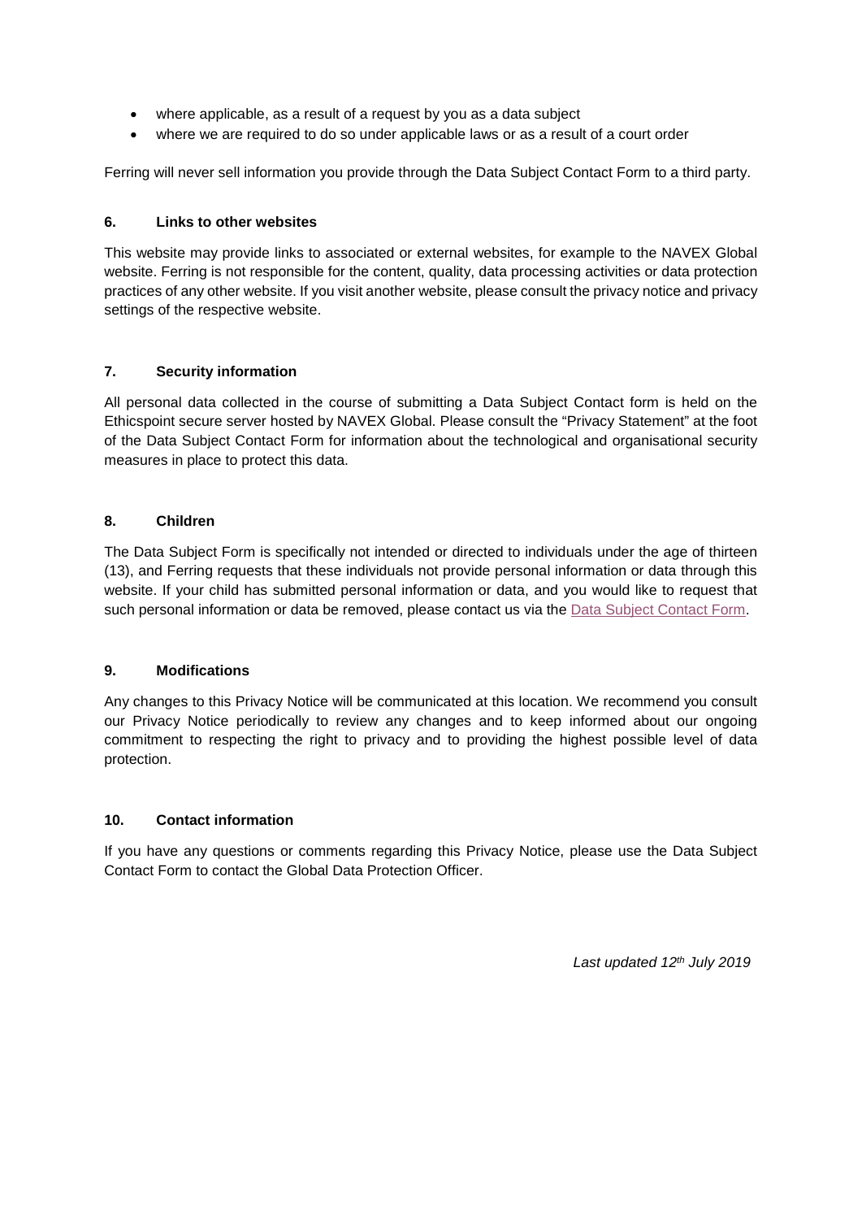- where applicable, as a result of a request by you as a data subject
- where we are required to do so under applicable laws or as a result of a court order

Ferring will never sell information you provide through the Data Subject Contact Form to a third party.

## 6. Links to other websites

This website may provide links to associated or external websites, for example to the NAVEX Global website. Ferring is not responsible for the content, quality, data processing activities or data protection practices of any other website. If you visit another website, please consult the privacy notice and privacy settings of the respective website.

## 7. Security information

All personal data collected in the course of submitting a Data Subject Contact form is held on the Ethicspoint secure server hosted by NAVEX Global. Please consult the "Privacy Statement" at the foot of the Data Subject Contact Form for information about the technological and organisational security measures in place to protect this data.

## 8. Children

The Data Subject Form is specifically not intended or directed to individuals under the age of thirteen (13), and Ferring requests that these individuals not provide personal information or data through this website. If your child has submitted personal information or data, and you would like to request that such personal information or data be removed, please contact us via the Data Subject Contact Form.

## 9. Modifications

Any changes to this Privacy Notice will be communicated at this location. We recommend you consult our Privacy Notice periodically to review any changes and to keep informed about our ongoing commitment to respecting the right to privacy and to providing the highest possible level of data protection.

## 10. Contact information

If you have any questions or comments regarding this Privacy Notice, please use the Data Subject Contact Form to contact the Global Data Protection Officer.

*Last updated 12th July 2019*